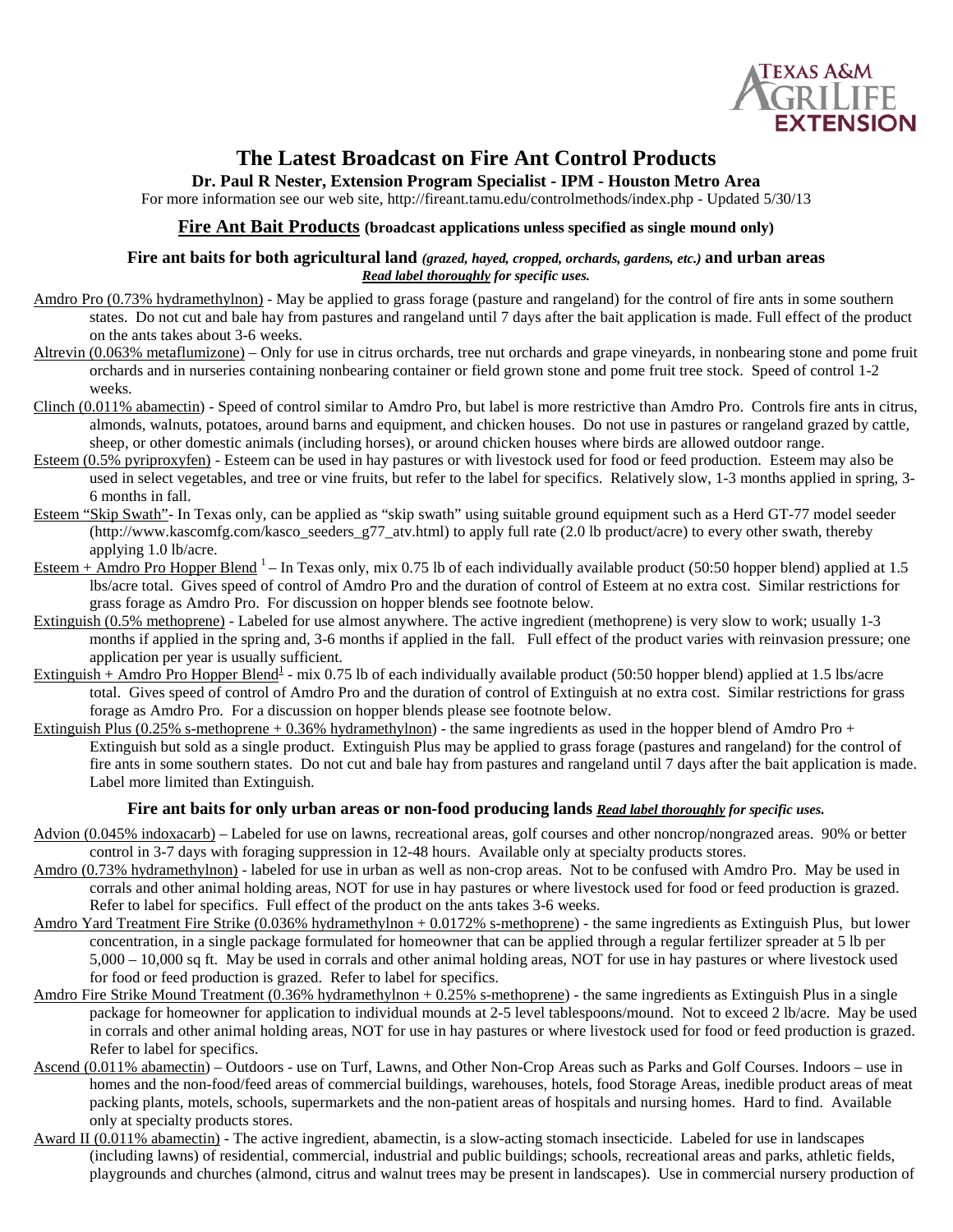Texas A&M AgriLife Extension

# The Latest Broadcast on Fire Ant Control Products

**Dr. Paul R Nester, Extension Program Specialist - IPM - Houston Metro Area**

For more information see our web site, http://fireant.tamu.edu/controlmethods/index.php - Updated 5/30/13

## Fire Ant Bait Products (broadcast applications unless specified as single mound only)

### Fire ant baits for both agricultural land *(grazed, hayed, cropped, orchards, gardens, etc.)* and urban areas

***Read label thoroughly** for specific uses.*

Amdro Pro (0.73% hydramethylnon) - May be applied to grass forage (pasture and rangeland) for the control of fire ants in some southern states. Do not cut and bale hay from pastures and rangeland until 7 days after the bait application is made. Full effect of the product on the ants takes about 3-6 weeks.

Altrevin (0.063% metaflumizone) – Only for use in citrus orchards, tree nut orchards and grape vineyards, in nonbearing stone and pome fruit orchards and in nurseries containing nonbearing container or field grown stone and pome fruit tree stock. Speed of control 1-2 weeks.

Clinch (0.011% abamectin) - Speed of control similar to Amdro Pro, but label is more restrictive than Amdro Pro. Controls fire ants in citrus, almonds, walnuts, potatoes, around barns and equipment, and chicken houses. Do not use in pastures or rangeland grazed by cattle, sheep, or other domestic animals (including horses), or around chicken houses where birds are allowed outdoor range.

Esteem (0.5% pyriproxyfen) - Esteem can be used in hay pastures or with livestock used for food or feed production. Esteem may also be used in select vegetables, and tree or vine fruits, but refer to the label for specifics. Relatively slow, 1-3 months applied in spring, 3-6 months in fall.

Esteem "Skip Swath"- In Texas only, can be applied as "skip swath" using suitable ground equipment such as a Herd GT-77 model seeder (http://www.kascomfg.com/kasco_seeders_g77_atv.html) to apply full rate (2.0 lb product/acre) to every other swath, thereby applying 1.0 lb/acre.

Esteem + Amdro Pro Hopper Blend [1] – In Texas only, mix 0.75 lb of each individually available product (50:50 hopper blend) applied at 1.5 lbs/acre total. Gives speed of control of Amdro Pro and the duration of control of Esteem at no extra cost. Similar restrictions for grass forage as Amdro Pro. For discussion on hopper blends see footnote below.

Extinguish (0.5% methoprene) - Labeled for use almost anywhere. The active ingredient (methoprene) is very slow to work; usually 1-3 months if applied in the spring and, 3-6 months if applied in the fall. Full effect of the product varies with reinvasion pressure; one application per year is usually sufficient.

Extinguish + Amdro Pro Hopper Blend[1] - mix 0.75 lb of each individually available product (50:50 hopper blend) applied at 1.5 lbs/acre total. Gives speed of control of Amdro Pro and the duration of control of Extinguish at no extra cost. Similar restrictions for grass forage as Amdro Pro. For a discussion on hopper blends please see footnote below.

Extinguish Plus (0.25% s-methoprene + 0.36% hydramethylnon) - the same ingredients as used in the hopper blend of Amdro Pro + Extinguish but sold as a single product. Extinguish Plus may be applied to grass forage (pastures and rangeland) for the control of fire ants in some southern states. Do not cut and bale hay from pastures and rangeland until 7 days after the bait application is made. Label more limited than Extinguish.

### Fire ant baits for only urban areas or non-food producing lands ***Read label thoroughly** for specific uses.*

Advion (0.045% indoxacarb) – Labeled for use on lawns, recreational areas, golf courses and other noncrop/nongrazed areas. 90% or better control in 3-7 days with foraging suppression in 12-48 hours. Available only at specialty products stores.

Amdro (0.73% hydramethylnon) - labeled for use in urban as well as non-crop areas. Not to be confused with Amdro Pro. May be used in corrals and other animal holding areas, NOT for use in hay pastures or where livestock used for food or feed production is grazed. Refer to label for specifics. Full effect of the product on the ants takes 3-6 weeks.

Amdro Yard Treatment Fire Strike (0.036% hydramethylnon + 0.0172% s-methoprene) - the same ingredients as Extinguish Plus, but lower concentration, in a single package formulated for homeowner that can be applied through a regular fertilizer spreader at 5 lb per 5,000 – 10,000 sq ft. May be used in corrals and other animal holding areas, NOT for use in hay pastures or where livestock used for food or feed production is grazed. Refer to label for specifics.

Amdro Fire Strike Mound Treatment (0.36% hydramethylnon + 0.25% s-methoprene) - the same ingredients as Extinguish Plus in a single package for homeowner for application to individual mounds at 2-5 level tablespoons/mound. Not to exceed 2 lb/acre. May be used in corrals and other animal holding areas, NOT for use in hay pastures or where livestock used for food or feed production is grazed. Refer to label for specifics.

Ascend (0.011% abamectin) – Outdoors - use on Turf, Lawns, and Other Non-Crop Areas such as Parks and Golf Courses. Indoors – use in homes and the non-food/feed areas of commercial buildings, warehouses, hotels, food Storage Areas, inedible product areas of meat packing plants, motels, schools, supermarkets and the non-patient areas of hospitals and nursing homes. Hard to find. Available only at specialty products stores.

Award II (0.011% abamectin) - The active ingredient, abamectin, is a slow-acting stomach insecticide. Labeled for use in landscapes (including lawns) of residential, commercial, industrial and public buildings; schools, recreational areas and parks, athletic fields, playgrounds and churches (almond, citrus and walnut trees may be present in landscapes). Use in commercial nursery production of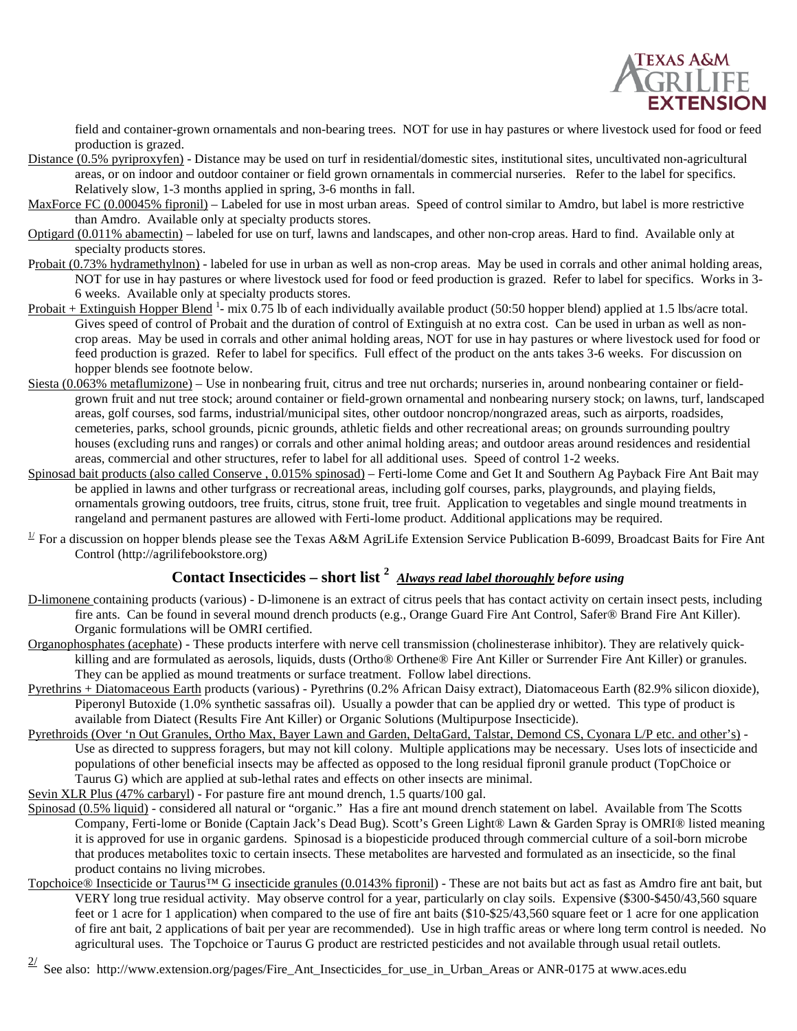field and container-grown ornamentals and non-bearing trees. NOT for use in hay pastures or where livestock used for food or feed production is grazed.

Distance (0.5% pyriproxyfen) - Distance may be used on turf in residential/domestic sites, institutional sites, uncultivated non-agricultural areas, or on indoor and outdoor container or field grown ornamentals in commercial nurseries. Refer to the label for specifics. Relatively slow, 1-3 months applied in spring, 3-6 months in fall.

MaxForce FC (0.00045% fipronil) – Labeled for use in most urban areas. Speed of control similar to Amdro, but label is more restrictive than Amdro. Available only at specialty products stores.

Optigard (0.011% abamectin) – labeled for use on turf, lawns and landscapes, and other non-crop areas. Hard to find. Available only at specialty products stores.

Probait (0.73% hydramethylnon) - labeled for use in urban as well as non-crop areas. May be used in corrals and other animal holding areas, NOT for use in hay pastures or where livestock used for food or feed production is grazed. Refer to label for specifics. Works in 3-6 weeks. Available only at specialty products stores.

Probait + Extinguish Hopper Blend [1]- mix 0.75 lb of each individually available product (50:50 hopper blend) applied at 1.5 lbs/acre total. Gives speed of control of Probait and the duration of control of Extinguish at no extra cost. Can be used in urban as well as non-crop areas. May be used in corrals and other animal holding areas, NOT for use in hay pastures or where livestock used for food or feed production is grazed. Refer to label for specifics. Full effect of the product on the ants takes 3-6 weeks. For discussion on hopper blends see footnote below.

Siesta (0.063% metaflumizone) – Use in nonbearing fruit, citrus and tree nut orchards; nurseries in, around nonbearing container or field-grown fruit and nut tree stock; around container or field-grown ornamental and nonbearing nursery stock; on lawns, turf, landscaped areas, golf courses, sod farms, industrial/municipal sites, other outdoor noncrop/nongrazed areas, such as airports, roadsides, cemeteries, parks, school grounds, picnic grounds, athletic fields and other recreational areas; on grounds surrounding poultry houses (excluding runs and ranges) or corrals and other animal holding areas; and outdoor areas around residences and residential areas, commercial and other structures, refer to label for all additional uses. Speed of control 1-2 weeks.

Spinosad bait products (also called Conserve , 0.015% spinosad) – Ferti-lome Come and Get It and Southern Ag Payback Fire Ant Bait may be applied in lawns and other turfgrass or recreational areas, including golf courses, parks, playgrounds, and playing fields, ornamentals growing outdoors, tree fruits, citrus, stone fruit, tree fruit. Application to vegetables and single mound treatments in rangeland and permanent pastures are allowed with Ferti-lome product. Additional applications may be required.

[1/] For a discussion on hopper blends please see the Texas A&M AgriLife Extension Service Publication B-6099, Broadcast Baits for Fire Ant Control (http://agrilifebookstore.org)

## Contact Insecticides – short list [2] *Always read label thoroughly before using*

D-limonene containing products (various) - D-limonene is an extract of citrus peels that has contact activity on certain insect pests, including fire ants. Can be found in several mound drench products (e.g., Orange Guard Fire Ant Control, Safer® Brand Fire Ant Killer). Organic formulations will be OMRI certified.

Organophosphates (acephate) - These products interfere with nerve cell transmission (cholinesterase inhibitor). They are relatively quick-killing and are formulated as aerosols, liquids, dusts (Ortho® Orthene® Fire Ant Killer or Surrender Fire Ant Killer) or granules. They can be applied as mound treatments or surface treatment. Follow label directions.

Pyrethrins + Diatomaceous Earth products (various) - Pyrethrins (0.2% African Daisy extract), Diatomaceous Earth (82.9% silicon dioxide), Piperonyl Butoxide (1.0% synthetic sassafras oil). Usually a powder that can be applied dry or wetted. This type of product is available from Diatect (Results Fire Ant Killer) or Organic Solutions (Multipurpose Insecticide).

Pyrethroids (Over 'n Out Granules, Ortho Max, Bayer Lawn and Garden, DeltaGard, Talstar, Demond CS, Cyonara L/P etc. and other's) - Use as directed to suppress foragers, but may not kill colony. Multiple applications may be necessary. Uses lots of insecticide and populations of other beneficial insects may be affected as opposed to the long residual fipronil granule product (TopChoice or Taurus G) which are applied at sub-lethal rates and effects on other insects are minimal.

Sevin XLR Plus (47% carbaryl) - For pasture fire ant mound drench, 1.5 quarts/100 gal.

Spinosad (0.5% liquid) - considered all natural or "organic." Has a fire ant mound drench statement on label. Available from The Scotts Company, Ferti-lome or Bonide (Captain Jack's Dead Bug). Scott's Green Light® Lawn & Garden Spray is OMRI® listed meaning it is approved for use in organic gardens. Spinosad is a biopesticide produced through commercial culture of a soil-born microbe that produces metabolites toxic to certain insects. These metabolites are harvested and formulated as an insecticide, so the final product contains no living microbes.

Topchoice® Insecticide or Taurus™ G insecticide granules (0.0143% fipronil) - These are not baits but act as fast as Amdro fire ant bait, but VERY long true residual activity. May observe control for a year, particularly on clay soils. Expensive ($300-$450/43,560 square feet or 1 acre for 1 application) when compared to the use of fire ant baits ($10-$25/43,560 square feet or 1 acre for one application of fire ant bait, 2 applications of bait per year are recommended). Use in high traffic areas or where long term control is needed. No agricultural uses. The Topchoice or Taurus G product are restricted pesticides and not available through usual retail outlets.

[2/] See also: http://www.extension.org/pages/Fire_Ant_Insecticides_for_use_in_Urban_Areas or ANR-0175 at www.aces.edu